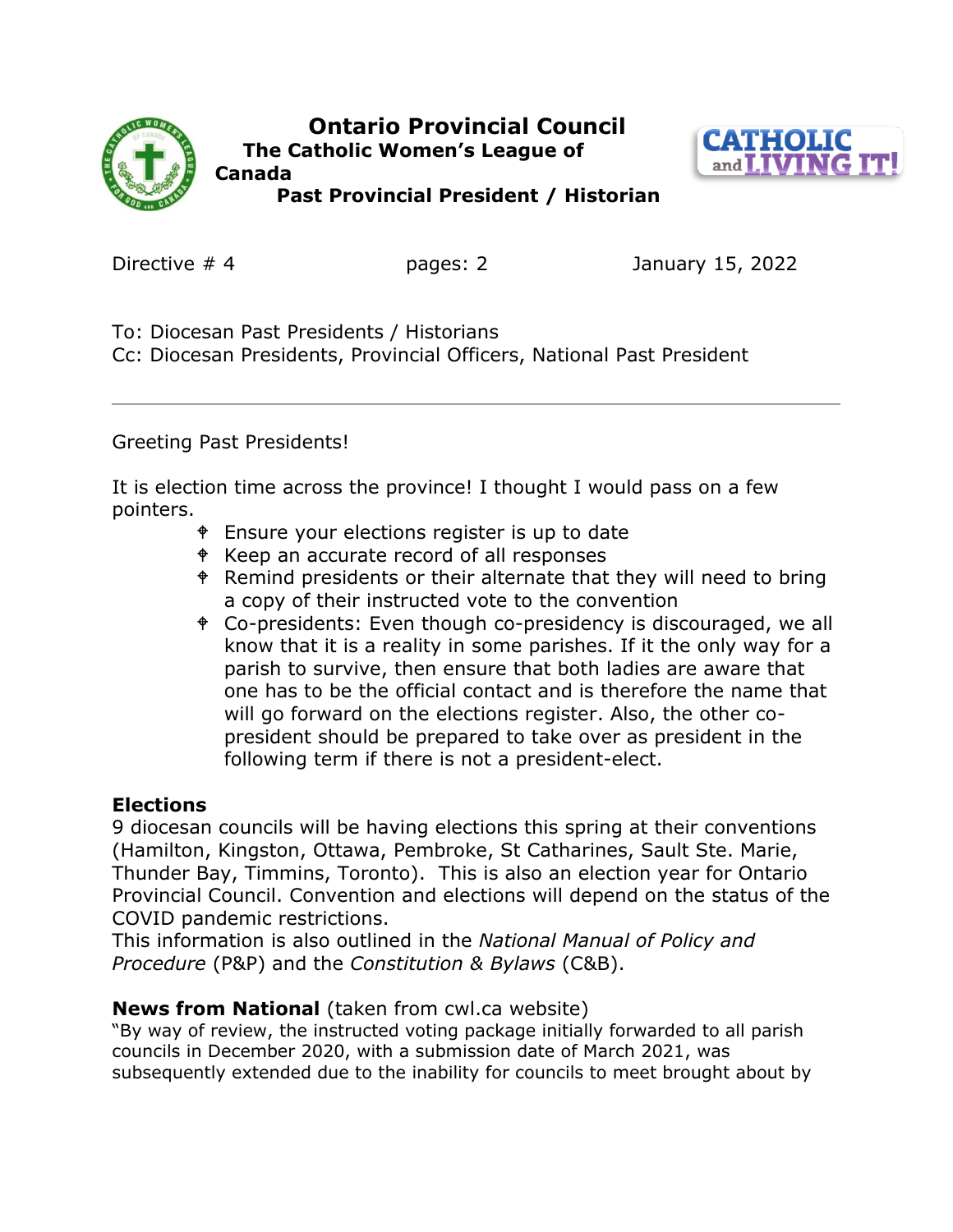# Ontario Provincial Council

**The Catholic Women's League of Canada**

**Past Provincial President / Historian**

Directive # 4 pages: 2 January 15, 2022

To: Diocesan Past Presidents / Historians
Cc: Diocesan Presidents, Provincial Officers, National Past President

---

Greeting Past Presidents!

It is election time across the province! I thought I would pass on a few pointers.

- Ensure your elections register is up to date
- Keep an accurate record of all responses
- Remind presidents or their alternate that they will need to bring a copy of their instructed vote to the convention
- Co-presidents: Even though co-presidency is discouraged, we all know that it is a reality in some parishes. If it the only way for a parish to survive, then ensure that both ladies are aware that one has to be the official contact and is therefore the name that will go forward on the elections register. Also, the other co-president should be prepared to take over as president in the following term if there is not a president-elect.

**Elections**

9 diocesan councils will be having elections this spring at their conventions (Hamilton, Kingston, Ottawa, Pembroke, St Catharines, Sault Ste. Marie, Thunder Bay, Timmins, Toronto). This is also an election year for Ontario Provincial Council. Convention and elections will depend on the status of the COVID pandemic restrictions.
This information is also outlined in the *National Manual of Policy and Procedure* (P&P) and the *Constitution & Bylaws* (C&B).

**News from National** (taken from cwl.ca website)
"By way of review, the instructed voting package initially forwarded to all parish councils in December 2020, with a submission date of March 2021, was subsequently extended due to the inability for councils to meet brought about by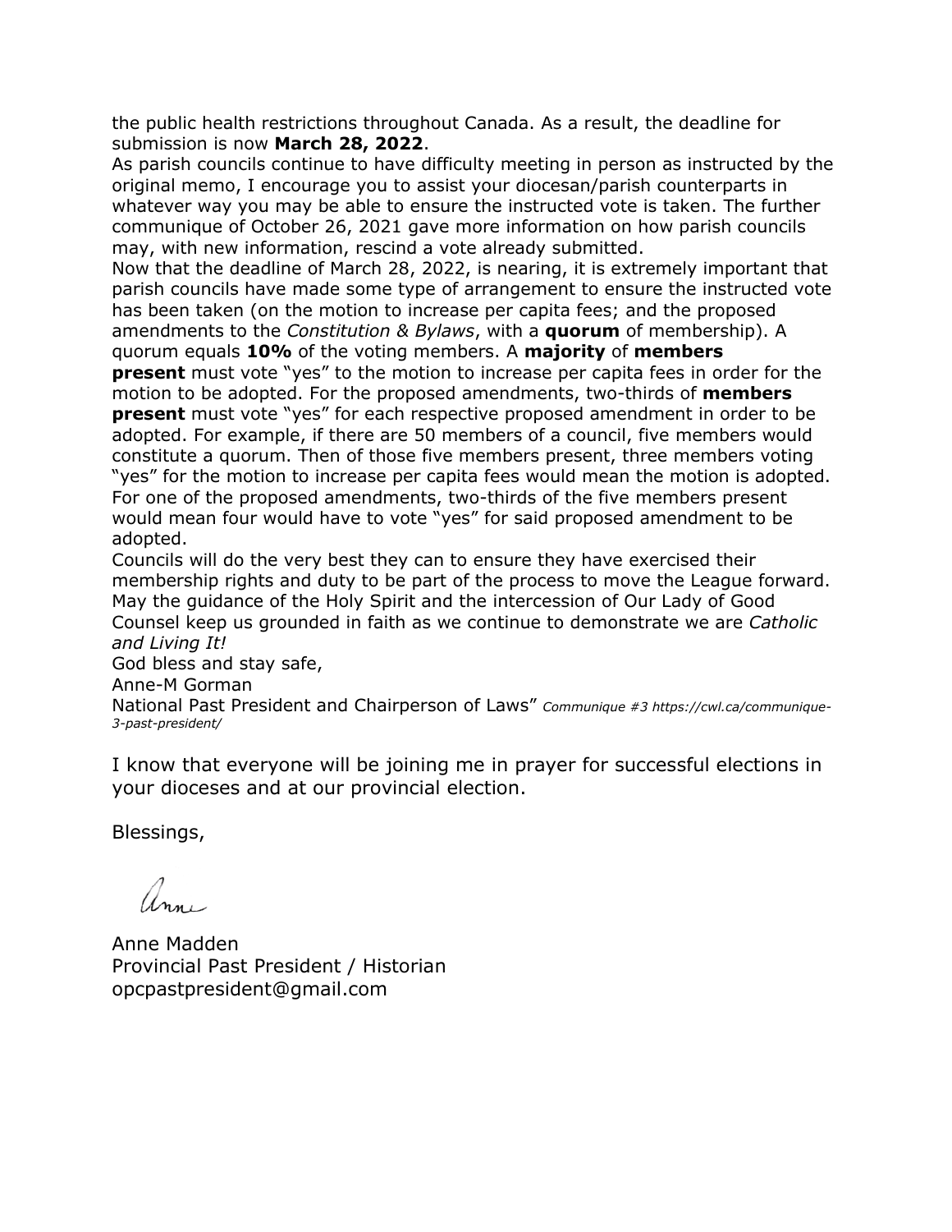the public health restrictions throughout Canada. As a result, the deadline for submission is now **March 28, 2022**.

As parish councils continue to have difficulty meeting in person as instructed by the original memo, I encourage you to assist your diocesan/parish counterparts in whatever way you may be able to ensure the instructed vote is taken. The further communique of October 26, 2021 gave more information on how parish councils may, with new information, rescind a vote already submitted.

Now that the deadline of March 28, 2022, is nearing, it is extremely important that parish councils have made some type of arrangement to ensure the instructed vote has been taken (on the motion to increase per capita fees; and the proposed amendments to the *Constitution & Bylaws*, with a **quorum** of membership). A quorum equals **10%** of the voting members. A **majority** of **members present** must vote "yes" to the motion to increase per capita fees in order for the motion to be adopted. For the proposed amendments, two-thirds of **members present** must vote "yes" for each respective proposed amendment in order to be adopted. For example, if there are 50 members of a council, five members would constitute a quorum. Then of those five members present, three members voting "yes" for the motion to increase per capita fees would mean the motion is adopted. For one of the proposed amendments, two-thirds of the five members present would mean four would have to vote "yes" for said proposed amendment to be adopted.

Councils will do the very best they can to ensure they have exercised their membership rights and duty to be part of the process to move the League forward. May the guidance of the Holy Spirit and the intercession of Our Lady of Good Counsel keep us grounded in faith as we continue to demonstrate we are *Catholic and Living It!*

God bless and stay safe,

Anne-M Gorman

National Past President and Chairperson of Laws" *Communique #3 https://cwl.ca/communique-3-past-president/*

I know that everyone will be joining me in prayer for successful elections in your dioceses and at our provincial election.

Blessings,

Anne

Anne Madden
Provincial Past President / Historian
opcpastpresident@gmail.com